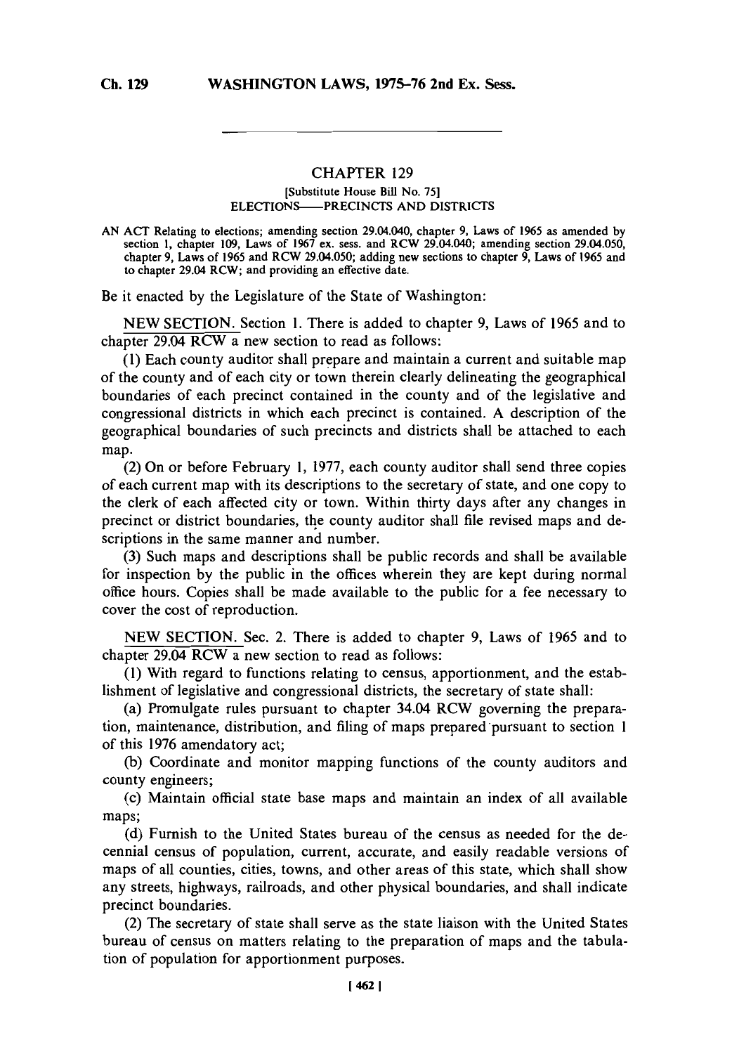## CHAPTER 129

[Substitute House Bill No. 75]

ELECTIONS——PRECINCTS AND DISTRICTS

AN ACT Relating to elections; amending section 29.04.040, chapter 9, Laws of 1965 as amended by section 1, chapter 109, Laws of 1967 ex. sess. and RCW 29.04.040; amending section 29.04.050, chapter 9, Laws of 1965 and RCW 29.04.050; adding new sections to chapter 9, Laws of 1965 and to chapter 29.04 RCW; and providing an effective date.

Be it enacted by the Legislature of the State of Washington:

NEW SECTION. Section 1. There is added to chapter 9, Laws of 1965 and to chapter 29.04 RCW a new section to read as follows:

(1) Each county auditor shall prepare and maintain a current and suitable map of the county and of each city or town therein clearly delineating the geographical boundaries of each precinct contained in the county and of the legislative and congressional districts in which each precinct is contained. A description of the geographical boundaries of such precincts and districts shall be attached to each map.

(2) On or before February 1, 1977, each county auditor shall send three copies of each current map with its descriptions to the secretary of state, and one copy to the clerk of each affected city or town. Within thirty days after any changes in precinct or district boundaries, the county auditor shall file revised maps and descriptions in the same manner and number.

(3) Such maps and descriptions shall be public records and shall be available for inspection by the public in the offices wherein they are kept during normal office hours. Copies shall be made available to the public for a fee necessary to cover the cost of reproduction.

NEW SECTION. Sec. 2. There is added to chapter 9, Laws of 1965 and to chapter 29.04 RCW a new section to read as follows:

(1) With regard to functions relating to census, apportionment, and the establishment of legislative and congressional districts, the secretary of state shall:

(a) Promulgate rules pursuant to chapter 34.04 RCW governing the preparation, maintenance, distribution, and filing of maps prepared pursuant to section 1 of this 1976 amendatory act;

(b) Coordinate and monitor mapping functions of the county auditors and county engineers;

(c) Maintain official state base maps and maintain an index of all available maps;

(d) Furnish to the United States bureau of the census as needed for the decennial census of population, current, accurate, and easily readable versions of maps of all counties, cities, towns, and other areas of this state, which shall show any streets, highways, railroads, and other physical boundaries, and shall indicate precinct boundaries.

(2) The secretary of state shall serve as the state liaison with the United States bureau of census on matters relating to the preparation of maps and the tabulation of population for apportionment purposes.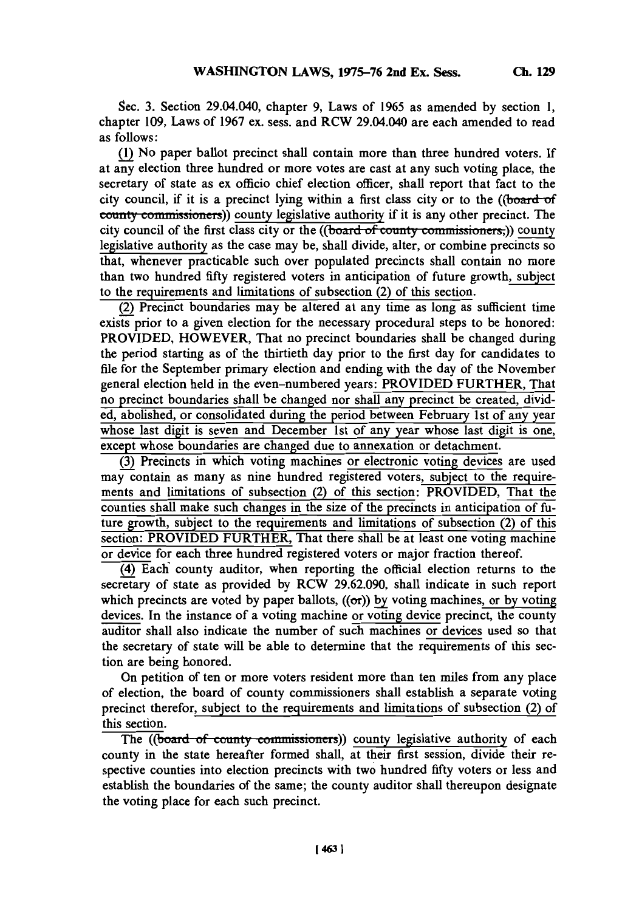Sec. 3. Section 29.04.040, chapter 9, Laws of 1965 as amended by section 1, chapter 109, Laws of 1967 ex. sess. and RCW 29.04.040 are each amended to read as follows:

(1) No paper ballot precinct shall contain more than three hundred voters. If at any election three hundred or more votes are cast at any such voting place, the secretary of state as ex officio chief election officer, shall report that fact to the city council, if it is a precinct lying within a first class city or to the ((~~board of county commissioners~~)) county legislative authority if it is any other precinct. The city council of the first class city or the ((~~board of county commissioners,~~)) county legislative authority as the case may be, shall divide, alter, or combine precincts so that, whenever practicable such over populated precincts shall contain no more than two hundred fifty registered voters in anticipation of future growth, subject to the requirements and limitations of subsection (2) of this section.

(2) Precinct boundaries may be altered at any time as long as sufficient time exists prior to a given election for the necessary procedural steps to be honored: PROVIDED, HOWEVER, That no precinct boundaries shall be changed during the period starting as of the thirtieth day prior to the first day for candidates to file for the September primary election and ending with the day of the November general election held in the even-numbered years: PROVIDED FURTHER, That no precinct boundaries shall be changed nor shall any precinct be created, divided, abolished, or consolidated during the period between February 1st of any year whose last digit is seven and December 1st of any year whose last digit is one, except whose boundaries are changed due to annexation or detachment.

(3) Precincts in which voting machines or electronic voting devices are used may contain as many as nine hundred registered voters, subject to the requirements and limitations of subsection (2) of this section: PROVIDED, That the counties shall make such changes in the size of the precincts in anticipation of future growth, subject to the requirements and limitations of subsection (2) of this section: PROVIDED FURTHER, That there shall be at least one voting machine or device for each three hundred registered voters or major fraction thereof.

(4) Each county auditor, when reporting the official election returns to the secretary of state as provided by RCW 29.62.090, shall indicate in such report which precincts are voted by paper ballots, ((~~or~~)) by voting machines, or by voting devices. In the instance of a voting machine or voting device precinct, the county auditor shall also indicate the number of such machines or devices used so that the secretary of state will be able to determine that the requirements of this section are being honored.

On petition of ten or more voters resident more than ten miles from any place of election, the board of county commissioners shall establish a separate voting precinct therefor, subject to the requirements and limitations of subsection (2) of this section.

The ((~~board of county commissioners~~)) county legislative authority of each county in the state hereafter formed shall, at their first session, divide their respective counties into election precincts with two hundred fifty voters or less and establish the boundaries of the same; the county auditor shall thereupon designate the voting place for each such precinct.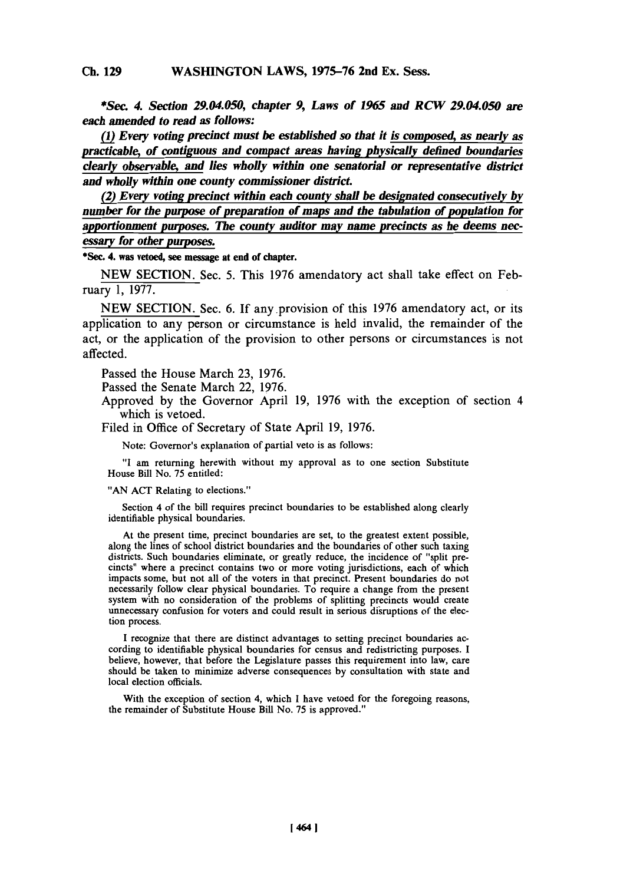*\*Sec. 4. Section 29.04.050, chapter 9, Laws of 1965 and RCW 29.04.050 are each amended to read as follows:*

*(1) Every voting precinct must be established so that it is composed, as nearly as practicable, of contiguous and compact areas having physically defined boundaries clearly observable, and lies wholly within one senatorial or representative district and wholly within one county commissioner district.*

*(2) Every voting precinct within each county shall be designated consecutively by number for the purpose of preparation of maps and the tabulation of population for apportionment purposes. The county auditor may name precincts as he deems necessary for other purposes.*

**\*Sec. 4. was vetoed, see message at end of chapter.**

NEW SECTION. Sec. 5. This 1976 amendatory act shall take effect on February 1, 1977.

NEW SECTION. Sec. 6. If any provision of this 1976 amendatory act, or its application to any person or circumstance is held invalid, the remainder of the act, or the application of the provision to other persons or circumstances is not affected.

Passed the House March 23, 1976.

Passed the Senate March 22, 1976.

Approved by the Governor April 19, 1976 with the exception of section 4 which is vetoed.

Filed in Office of Secretary of State April 19, 1976.

Note: Governor's explanation of partial veto is as follows:

"I am returning herewith without my approval as to one section Substitute House Bill No. 75 entitled:

"AN ACT Relating to elections."

Section 4 of the bill requires precinct boundaries to be established along clearly identifiable physical boundaries.

At the present time, precinct boundaries are set, to the greatest extent possible, along the lines of school district boundaries and the boundaries of other such taxing districts. Such boundaries eliminate, or greatly reduce, the incidence of "split precincts" where a precinct contains two or more voting jurisdictions, each of which impacts some, but not all of the voters in that precinct. Present boundaries do not necessarily follow clear physical boundaries. To require a change from the present system with no consideration of the problems of splitting precincts would create unnecessary confusion for voters and could result in serious disruptions of the election process.

I recognize that there are distinct advantages to setting precinct boundaries according to identifiable physical boundaries for census and redistricting purposes. I believe, however, that before the Legislature passes this requirement into law, care should be taken to minimize adverse consequences by consultation with state and local election officials.

With the exception of section 4, which I have vetoed for the foregoing reasons, the remainder of Substitute House Bill No. 75 is approved."